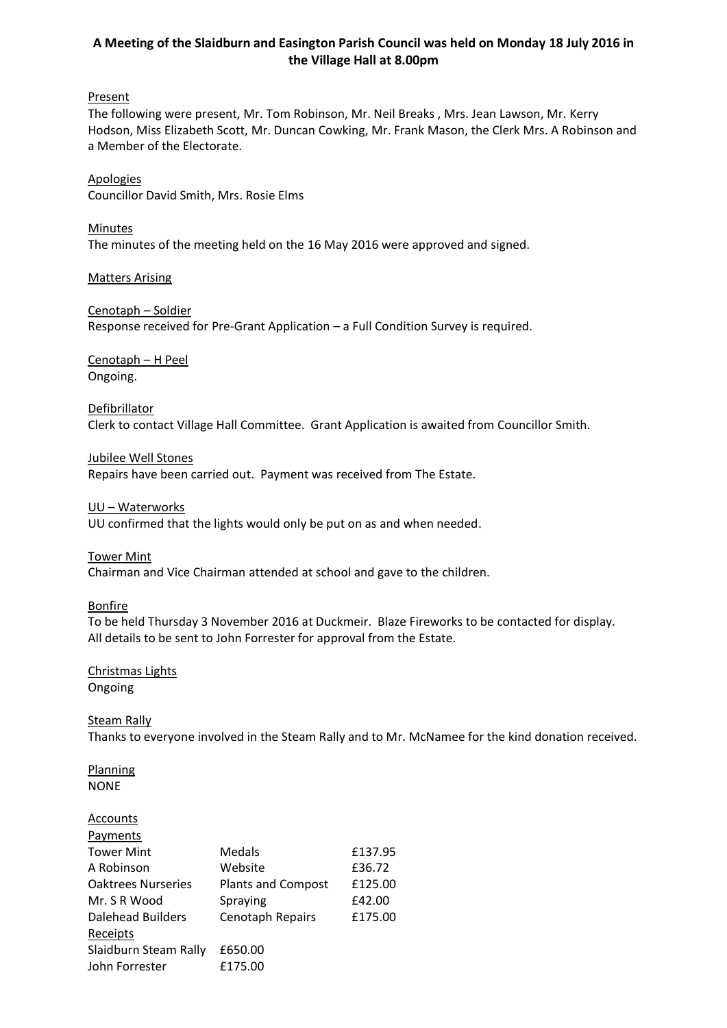**A Meeting of the Slaidburn and Easington Parish Council was held on Monday 18 July 2016 in the Village Hall at 8.00pm**

Present

The following were present, Mr. Tom Robinson, Mr. Neil Breaks , Mrs. Jean Lawson, Mr. Kerry Hodson, Miss Elizabeth Scott, Mr. Duncan Cowking, Mr. Frank Mason, the Clerk Mrs. A Robinson and a Member of the Electorate.

Apologies

Councillor David Smith, Mrs. Rosie Elms

Minutes

The minutes of the meeting held on the 16 May 2016 were approved and signed.

Matters Arising

Cenotaph – Soldier

Response received for Pre-Grant Application – a Full Condition Survey is required.

Cenotaph – H Peel

Ongoing.

Defibrillator

Clerk to contact Village Hall Committee. Grant Application is awaited from Councillor Smith.

Jubilee Well Stones

Repairs have been carried out. Payment was received from The Estate.

UU – Waterworks

UU confirmed that the lights would only be put on as and when needed.

Tower Mint

Chairman and Vice Chairman attended at school and gave to the children.

Bonfire

To be held Thursday 3 November 2016 at Duckmeir. Blaze Fireworks to be contacted for display. All details to be sent to John Forrester for approval from the Estate.

Christmas Lights

Ongoing

Steam Rally

Thanks to everyone involved in the Steam Rally and to Mr. McNamee for the kind donation received.

Planning

NONE

Accounts

Payments

| | | |
|---|---|---|
| Tower Mint | Medals | £137.95 |
| A Robinson | Website | £36.72 |
| Oaktrees Nurseries | Plants and Compost | £125.00 |
| Mr. S R Wood | Spraying | £42.00 |
| Dalehead Builders | Cenotaph Repairs | £175.00 |

Receipts

| | |
|---|---|
| Slaidburn Steam Rally | £650.00 |
| John Forrester | £175.00 |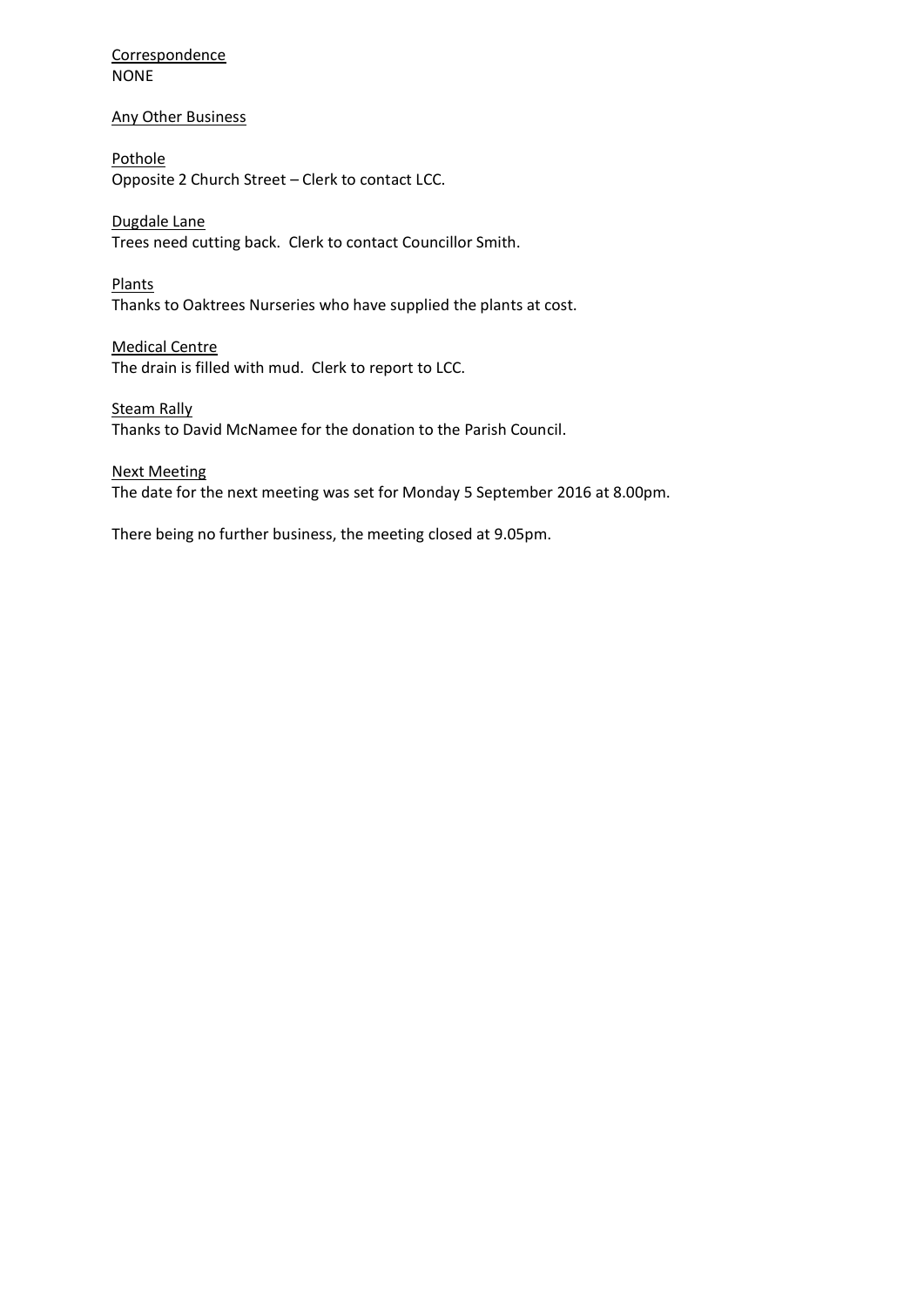Correspondence
NONE

Any Other Business

Pothole
Opposite 2 Church Street – Clerk to contact LCC.

Dugdale Lane
Trees need cutting back. Clerk to contact Councillor Smith.

Plants
Thanks to Oaktrees Nurseries who have supplied the plants at cost.

Medical Centre
The drain is filled with mud. Clerk to report to LCC.

Steam Rally
Thanks to David McNamee for the donation to the Parish Council.

Next Meeting
The date for the next meeting was set for Monday 5 September 2016 at 8.00pm.

There being no further business, the meeting closed at 9.05pm.